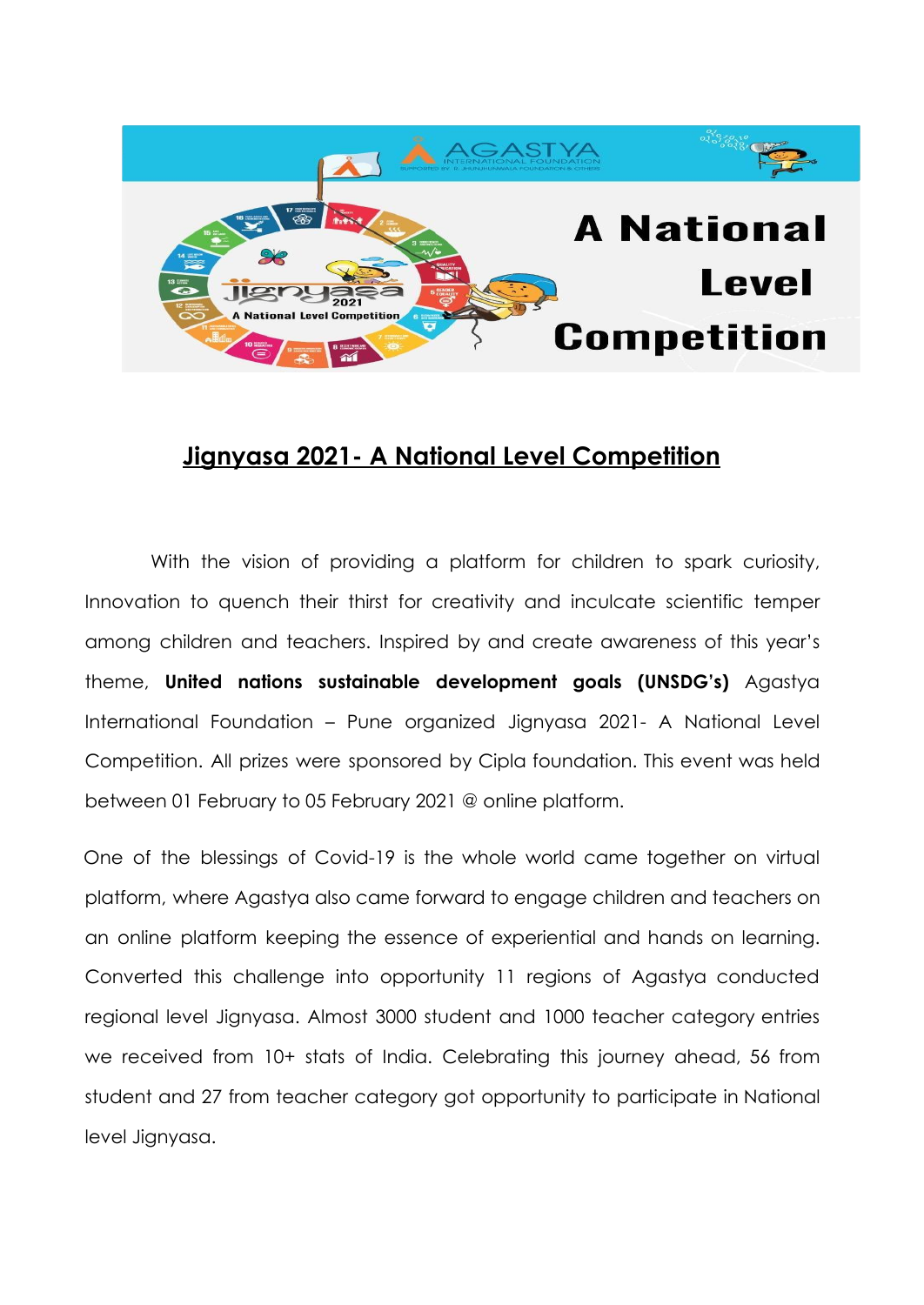A National Level Competition

## Jignyasa 2021- A National Level Competition

With the vision of providing a platform for children to spark curiosity, Innovation to quench their thirst for creativity and inculcate scientific temper among children and teachers. Inspired by and create awareness of this year's theme, **United nations sustainable development goals (UNSDG's)** Agastya International Foundation – Pune organized Jignyasa 2021- A National Level Competition. All prizes were sponsored by Cipla foundation. This event was held between 01 February to 05 February 2021 @ online platform.

One of the blessings of Covid-19 is the whole world came together on virtual platform, where Agastya also came forward to engage children and teachers on an online platform keeping the essence of experiential and hands on learning. Converted this challenge into opportunity 11 regions of Agastya conducted regional level Jignyasa. Almost 3000 student and 1000 teacher category entries we received from 10+ stats of India. Celebrating this journey ahead, 56 from student and 27 from teacher category got opportunity to participate in National level Jignyasa.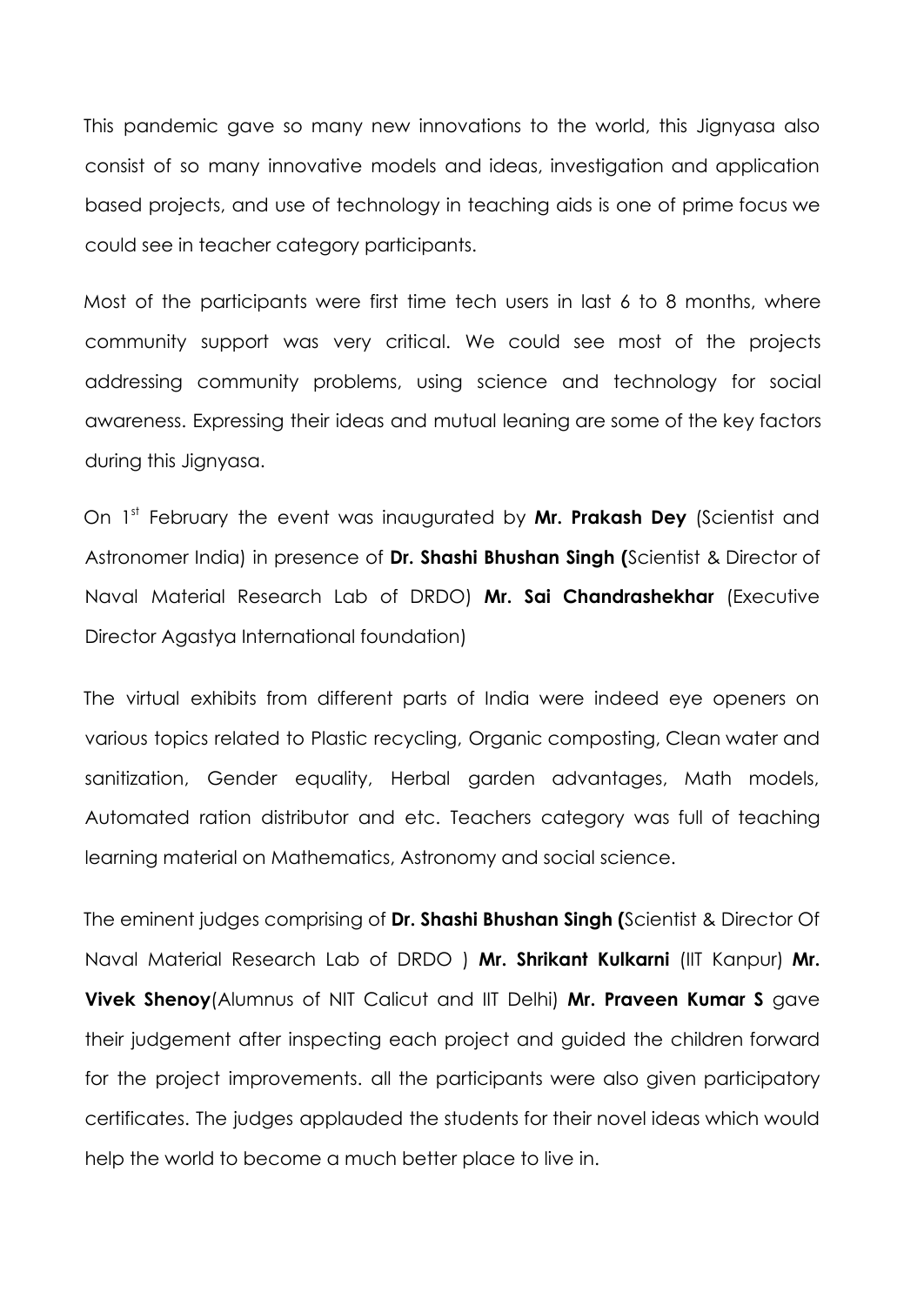This pandemic gave so many new innovations to the world, this Jignyasa also consist of so many innovative models and ideas, investigation and application based projects, and use of technology in teaching aids is one of prime focus we could see in teacher category participants.

Most of the participants were first time tech users in last 6 to 8 months, where community support was very critical. We could see most of the projects addressing community problems, using science and technology for social awareness. Expressing their ideas and mutual leaning are some of the key factors during this Jignyasa.

On 1st February the event was inaugurated by **Mr. Prakash Dey** (Scientist and Astronomer India) in presence of **Dr. Shashi Bhushan Singh (**Scientist & Director of Naval Material Research Lab of DRDO) **Mr. Sai Chandrashekhar** (Executive Director Agastya International foundation)

The virtual exhibits from different parts of India were indeed eye openers on various topics related to Plastic recycling, Organic composting, Clean water and sanitization, Gender equality, Herbal garden advantages, Math models, Automated ration distributor and etc. Teachers category was full of teaching learning material on Mathematics, Astronomy and social science.

The eminent judges comprising of **Dr. Shashi Bhushan Singh (**Scientist & Director Of Naval Material Research Lab of DRDO ) **Mr. Shrikant Kulkarni** (IIT Kanpur) **Mr. Vivek Shenoy**(Alumnus of NIT Calicut and IIT Delhi) **Mr. Praveen Kumar S** gave their judgement after inspecting each project and guided the children forward for the project improvements. all the participants were also given participatory certificates. The judges applauded the students for their novel ideas which would help the world to become a much better place to live in.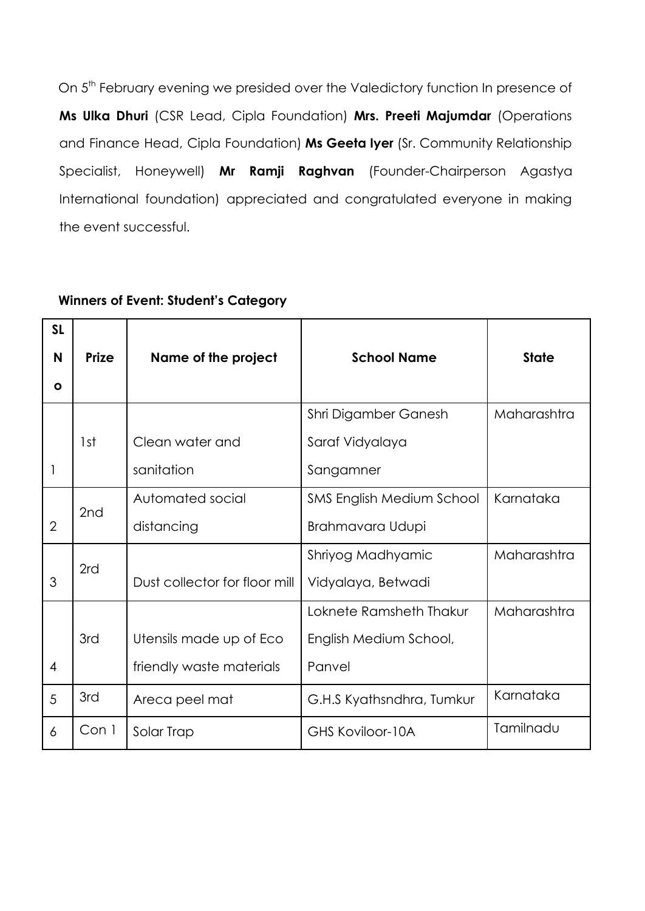On 5th February evening we presided over the Valedictory function In presence of **Ms Ulka Dhuri** (CSR Lead, Cipla Foundation) **Mrs. Preeti Majumdar** (Operations and Finance Head, Cipla Foundation) **Ms Geeta Iyer** (Sr. Community Relationship Specialist, Honeywell) **Mr Ramji Raghvan** (Founder-Chairperson Agastya International foundation) appreciated and congratulated everyone in making the event successful.

**Winners of Event: Student's Category**

| SL No | Prize | Name of the project | School Name | State |
|---|---|---|---|---|
| 1 | 1st | Clean water and sanitation | Shri Digamber Ganesh Saraf Vidyalaya Sangamner | Maharashtra |
| 2 | 2nd | Automated social distancing | SMS English Medium School Brahmavara Udupi | Karnataka |
| 3 | 2rd | Dust collector for floor mill | Shriyog Madhyamic Vidyalaya, Betwadi | Maharashtra |
| 4 | 3rd | Utensils made up of Eco friendly waste materials | Loknete Ramsheth Thakur English Medium School, Panvel | Maharashtra |
| 5 | 3rd | Areca peel mat | G.H.S Kyathsndhra, Tumkur | Karnataka |
| 6 | Con 1 | Solar Trap | GHS Koviloor-10A | Tamilnadu |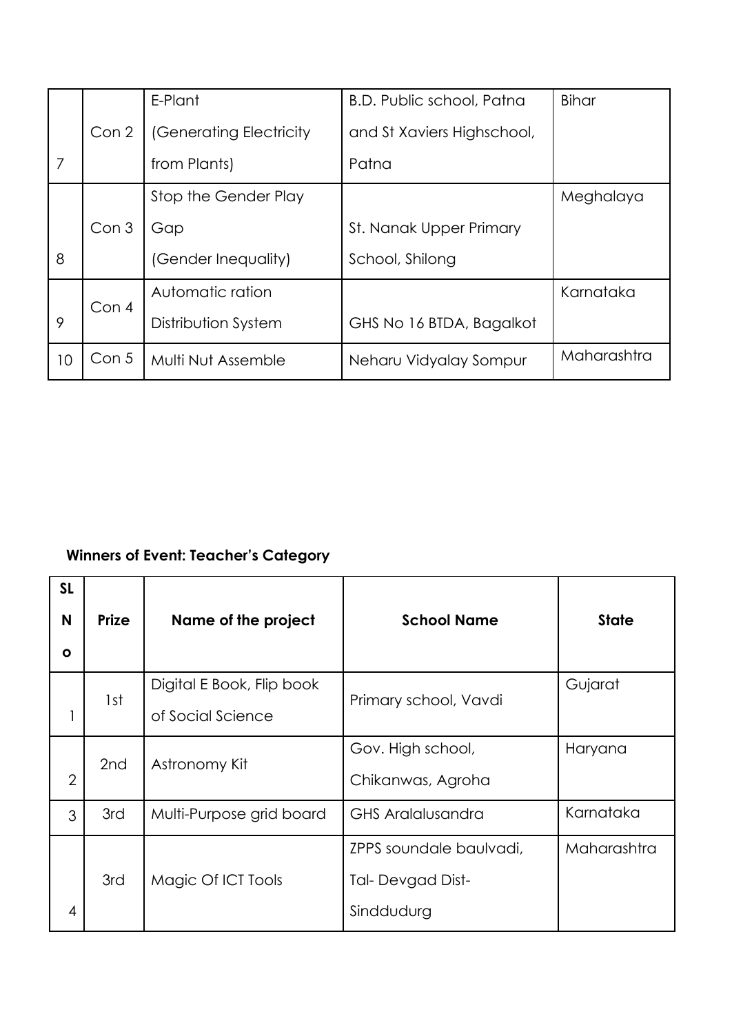| | | | | |
|---|---|---|---|---|
| 7 | Con 2 | E-Plant (Generating Electricity from Plants) | B.D. Public school, Patna and St Xaviers Highschool, Patna | Bihar |
| 8 | Con 3 | Stop the Gender Play Gap (Gender Inequality) | St. Nanak Upper Primary School, Shilong | Meghalaya |
| 9 | Con 4 | Automatic ration Distribution System | GHS No 16 BTDA, Bagalkot | Karnataka |
| 10 | Con 5 | Multi Nut Assemble | Neharu Vidyalay Sompur | Maharashtra |

**Winners of Event: Teacher's Category**

| SL No | Prize | Name of the project | School Name | State |
|---|---|---|---|---|
| 1 | 1st | Digital E Book, Flip book of Social Science | Primary school, Vavdi | Gujarat |
| 2 | 2nd | Astronomy Kit | Gov. High school, Chikanwas, Agroha | Haryana |
| 3 | 3rd | Multi-Purpose grid board | GHS Aralalusandra | Karnataka |
| 4 | 3rd | Magic Of ICT Tools | ZPPS soundale baulvadi, Tal- Devgad Dist- Sinddudurg | Maharashtra |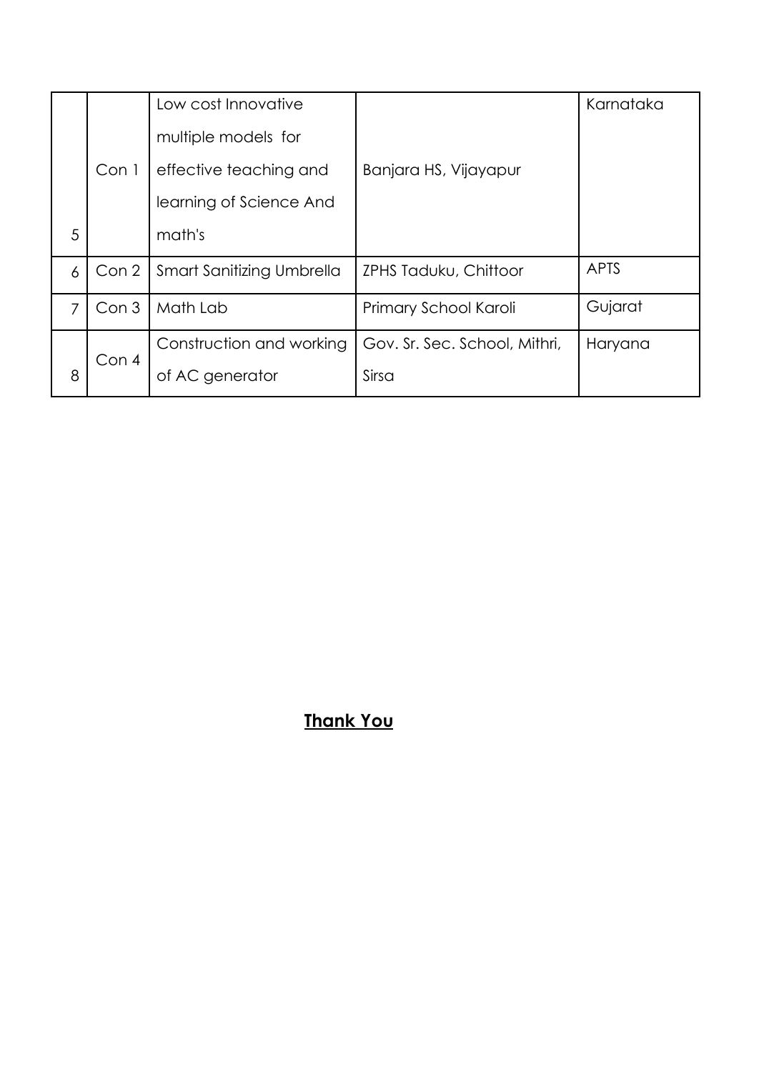| | | | | |
|---|---|---|---|---|
| 5 | Con 1 | Low cost Innovative multiple models for effective teaching and learning of Science And math's | Banjara HS, Vijayapur | Karnataka |
| 6 | Con 2 | Smart Sanitizing Umbrella | ZPHS Taduku, Chittoor | APTS |
| 7 | Con 3 | Math Lab | Primary School Karoli | Gujarat |
| 8 | Con 4 | Construction and working of AC generator | Gov. Sr. Sec. School, Mithri, Sirsa | Haryana |

**Thank You**